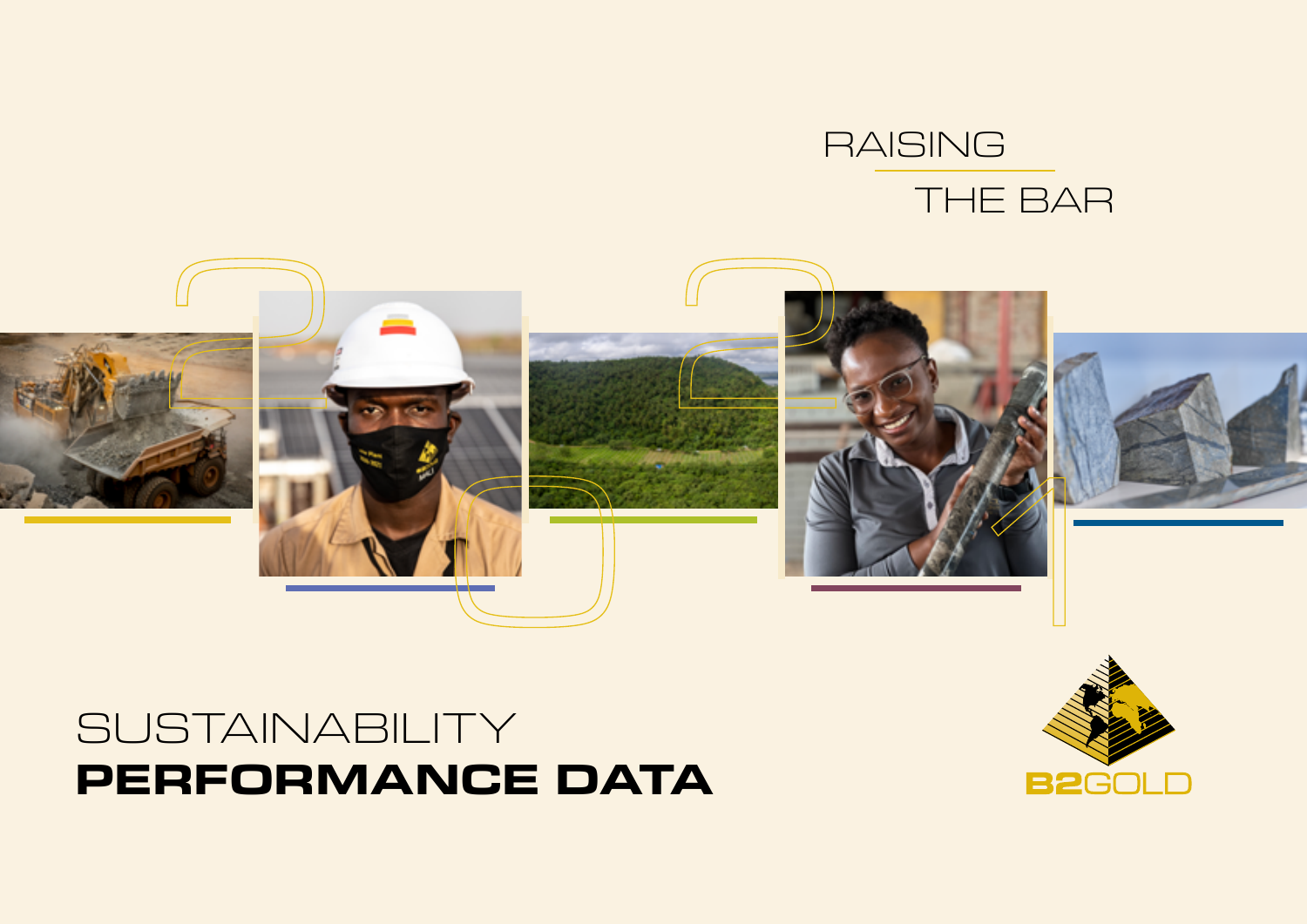RAISING THE BAR

# SUSTAINABILITY **PERFORMANCE DATA**

B2GOLD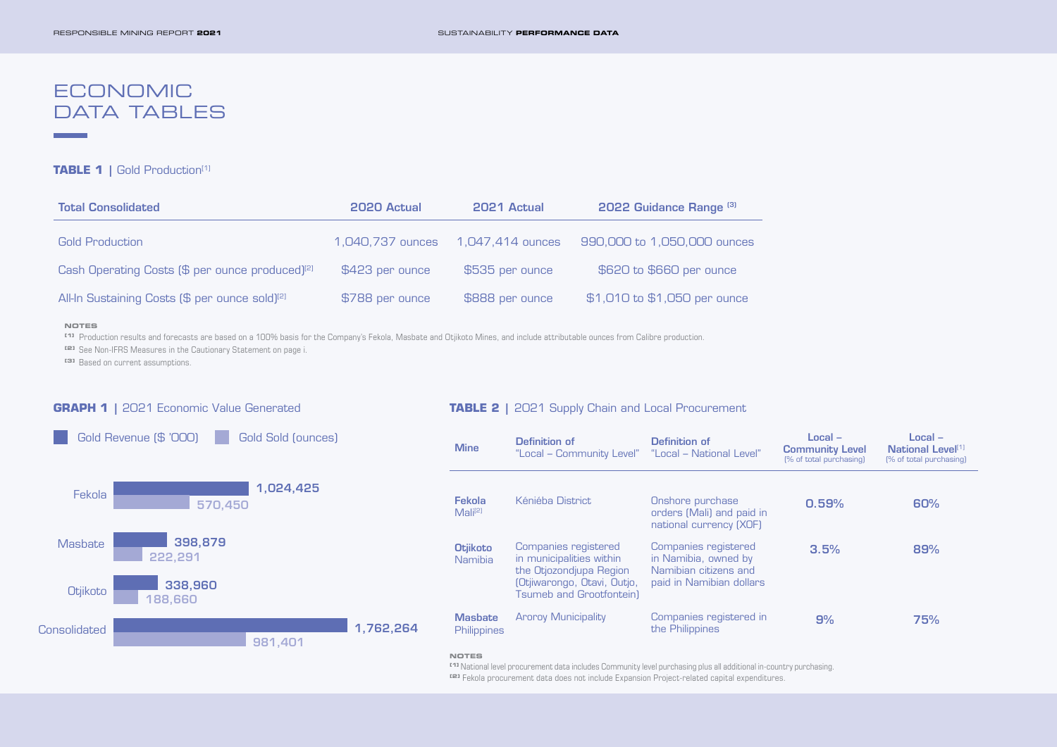# ECONOMIC DATA TABLES

**TABLE 1** | Gold Production[1]

| Total Consolidated | 2020 Actual | 2021 Actual | 2022 Guidance Range [3] |
|---|---|---|---|
| Gold Production | 1,040,737 ounces | 1,047,414 ounces | 990,000 to 1,050,000 ounces |
| Cash Operating Costs ($ per ounce produced)[2] | $423 per ounce | $535 per ounce | $620 to $660 per ounce |
| All-In Sustaining Costs ($ per ounce sold)[2] | $788 per ounce | $888 per ounce | $1,010 to $1,050 per ounce |

**NOTES**

[1] Production results and forecasts are based on a 100% basis for the Company's Fekola, Masbate and Otjikoto Mines, and include attributable ounces from Calibre production.

[2] See Non-IFRS Measures in the Cautionary Statement on page i.

[3] Based on current assumptions.

**GRAPH 1** | 2021 Economic Value Generated

| | Gold Revenue ($ '000) | Gold Sold (ounces) |
|---|---|---|
| Fekola | 1,024,425 | 570,450 |
| Masbate | 398,879 | 222,291 |
| Otjikoto | 338,960 | 188,660 |
| Consolidated | 1,762,264 | 981,401 |

**TABLE 2** | 2021 Supply Chain and Local Procurement

| Mine | Definition of "Local – Community Level" | Definition of "Local – National Level" | Local – Community Level (% of total purchasing) | Local – National Level[1] (% of total purchasing) |
|---|---|---|---|---|
| **Fekola** Mali[2] | Kéniéba District | Onshore purchase orders (Mali) and paid in national currency (XOF) | 0.59% | 60% |
| **Otjikoto** Namibia | Companies registered in municipalities within the Otjozondjupa Region (Otjiwarongo, Otavi, Outjo, Tsumeb and Grootfontein) | Companies registered in Namibia, owned by Namibian citizens and paid in Namibian dollars | 3.5% | 89% |
| **Masbate** Philippines | Aroroy Municipality | Companies registered in the Philippines | 9% | 75% |

**NOTES**

[1] National level procurement data includes Community level purchasing plus all additional in-country purchasing.

[2] Fekola procurement data does not include Expansion Project-related capital expenditures.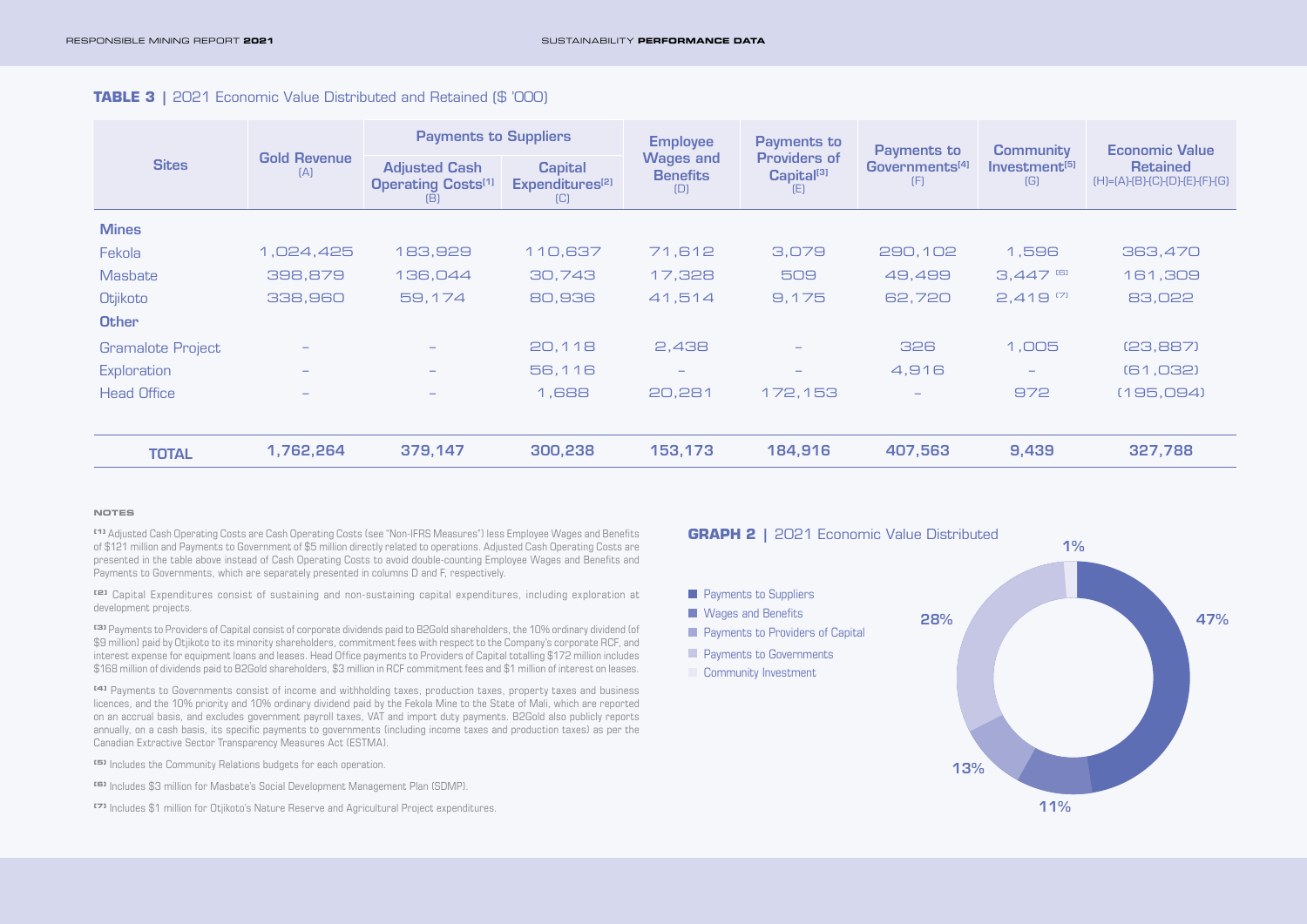**TABLE 3** | 2021 Economic Value Distributed and Retained ($ '000)

| Sites | Gold Revenue (A) | Payments to Suppliers | | Employee Wages and Benefits (D) | Payments to Providers of Capital[3] (E) | Payments to Governments[4] (F) | Community Investment[5] (G) | Economic Value Retained (H)=(A)-(B)-(C)-(D)-(E)-(F)-(G) |
|---|---|---|---|---|---|---|---|---|
| | | Adjusted Cash Operating Costs[1] (B) | Capital Expenditures[2] (C) | | | | | |
| **Mines** | | | | | | | | |
| Fekola | 1,024,425 | 183,929 | 110,637 | 71,612 | 3,079 | 290,102 | 1,596 | 363,470 |
| Masbate | 398,879 | 136,044 | 30,743 | 17,328 | 509 | 49,499 | 3,447 [6] | 161,309 |
| Otjikoto | 338,960 | 59,174 | 80,936 | 41,514 | 9,175 | 62,720 | 2,419 [7] | 83,022 |
| **Other** | | | | | | | | |
| Gramalote Project | – | – | 20,118 | 2,438 | – | 326 | 1,005 | (23,887) |
| Exploration | – | – | 56,116 | – | – | 4,916 | – | (61,032) |
| Head Office | – | – | 1,688 | 20,281 | 172,153 | – | 972 | (195,094) |
| **TOTAL** | **1,762,264** | **379,147** | **300,238** | **153,173** | **184,916** | **407,563** | **9,439** | **327,788** |

**NOTES**

[1] Adjusted Cash Operating Costs are Cash Operating Costs (see "Non-IFRS Measures") less Employee Wages and Benefits of $121 million and Payments to Government of $5 million directly related to operations. Adjusted Cash Operating Costs are presented in the table above instead of Cash Operating Costs to avoid double-counting Employee Wages and Benefits and Payments to Governments, which are separately presented in columns D and F, respectively.

[2] Capital Expenditures consist of sustaining and non-sustaining capital expenditures, including exploration at development projects.

[3] Payments to Providers of Capital consist of corporate dividends paid to B2Gold shareholders, the 10% ordinary dividend (of $9 million) paid by Otjikoto to its minority shareholders, commitment fees with respect to the Company's corporate RCF, and interest expense for equipment loans and leases. Head Office payments to Providers of Capital totalling $172 million includes $168 million of dividends paid to B2Gold shareholders, $3 million in RCF commitment fees and $1 million of interest on leases.

[4] Payments to Governments consist of income and withholding taxes, production taxes, property taxes and business licences, and the 10% priority and 10% ordinary dividend paid by the Fekola Mine to the State of Mali, which are reported on an accrual basis, and excludes government payroll taxes, VAT and import duty payments. B2Gold also publicly reports annually, on a cash basis, its specific payments to governments (including income taxes and production taxes) as per the Canadian Extractive Sector Transparency Measures Act (ESTMA).

[5] Includes the Community Relations budgets for each operation.

[6] Includes $3 million for Masbate's Social Development Management Plan (SDMP).

[7] Includes $1 million for Otjikoto's Nature Reserve and Agricultural Project expenditures.

**GRAPH 2** | 2021 Economic Value Distributed

- Payments to Suppliers: 47%
- Wages and Benefits: 11%
- Payments to Providers of Capital: 13%
- Payments to Governments: 28%
- Community Investment: 1%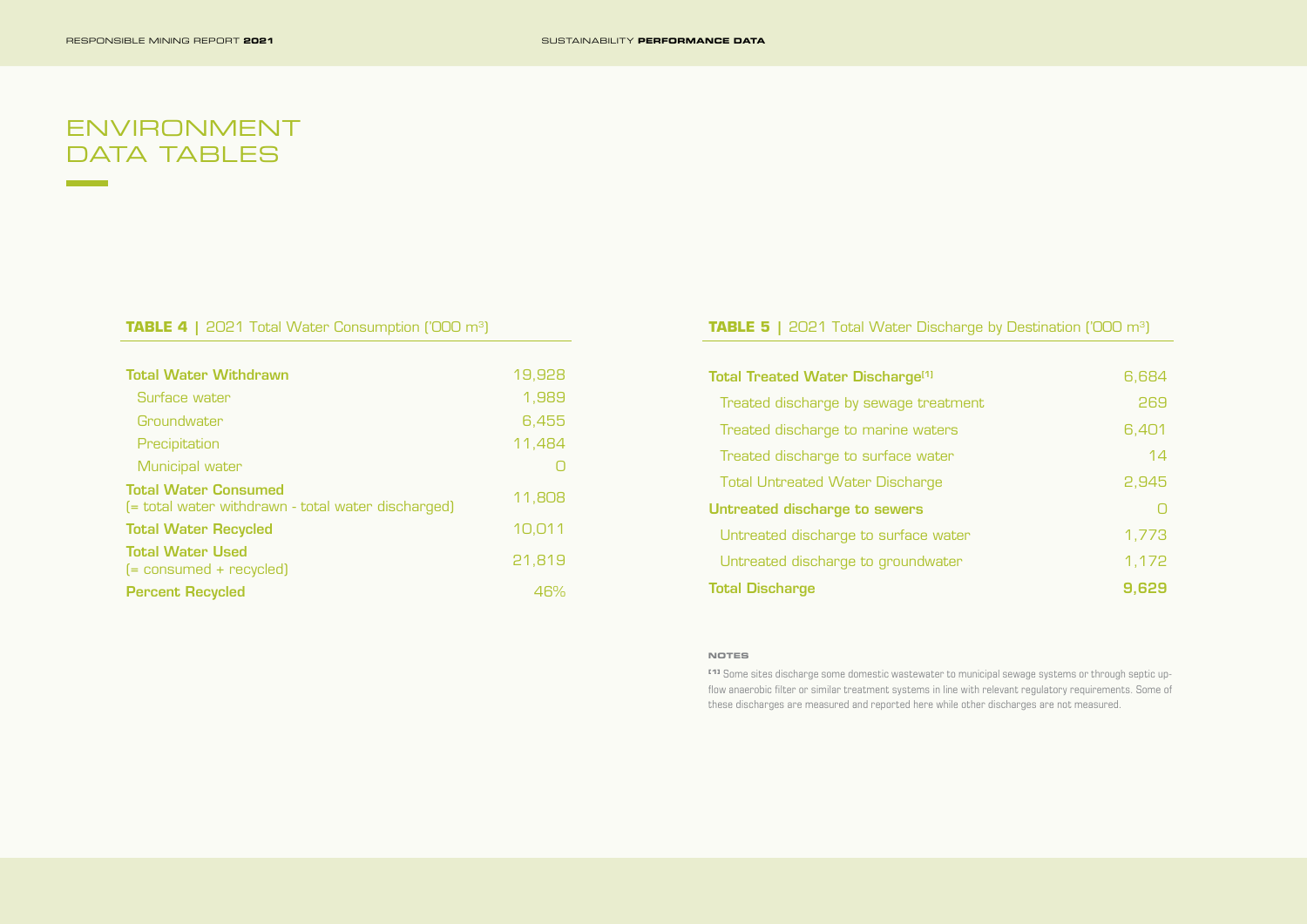# ENVIRONMENT DATA TABLES

**TABLE 4 |** 2021 Total Water Consumption ('000 m$^3$)

| | |
|---|---|
| **Total Water Withdrawn** | 19,928 |
| Surface water | 1,989 |
| Groundwater | 6,455 |
| Precipitation | 11,484 |
| Municipal water | 0 |
| **Total Water Consumed** (= total water withdrawn - total water discharged) | 11,808 |
| **Total Water Recycled** | 10,011 |
| **Total Water Used** (= consumed + recycled) | 21,819 |
| **Percent Recycled** | 46% |

**TABLE 5 |** 2021 Total Water Discharge by Destination ('000 m$^3$)

| | |
|---|---|
| **Total Treated Water Discharge**[1] | 6,684 |
| Treated discharge by sewage treatment | 269 |
| Treated discharge to marine waters | 6,401 |
| Treated discharge to surface water | 14 |
| Total Untreated Water Discharge | 2,945 |
| **Untreated discharge to sewers** | 0 |
| Untreated discharge to surface water | 1,773 |
| Untreated discharge to groundwater | 1,172 |
| **Total Discharge** | **9,629** |

**NOTES**

[1] Some sites discharge some domestic wastewater to municipal sewage systems or through septic up-flow anaerobic filter or similar treatment systems in line with relevant regulatory requirements. Some of these discharges are measured and reported here while other discharges are not measured.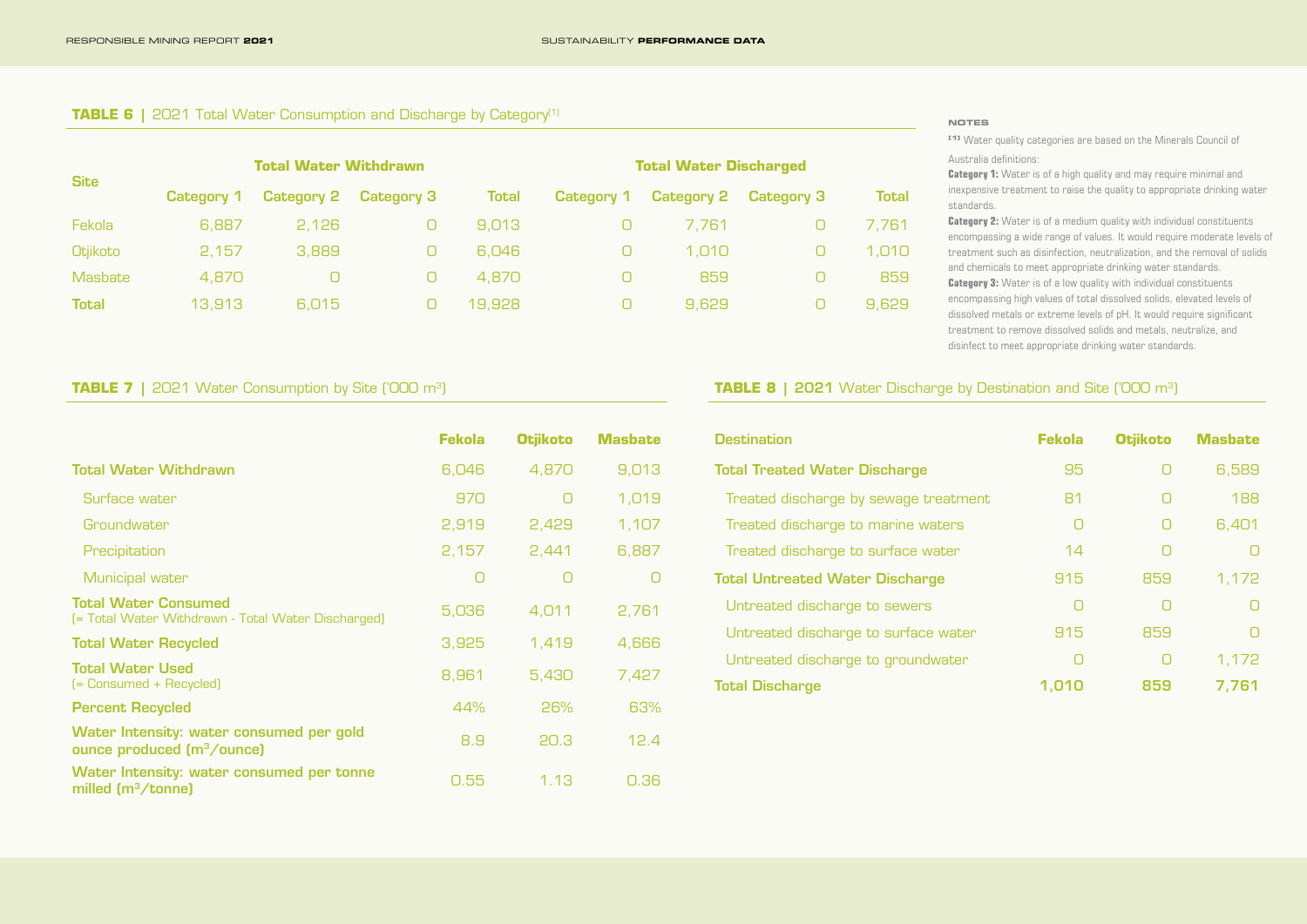## TABLE 6 | 2021 Total Water Consumption and Discharge by Category[1]

| Site | Total Water Withdrawn | | | | Total Water Discharged | | | |
|---|---|---|---|---|---|---|---|---|
| | Category 1 | Category 2 | Category 3 | Total | Category 1 | Category 2 | Category 3 | Total |
| Fekola | 6,887 | 2,126 | 0 | 9,013 | 0 | 7,761 | 0 | 7,761 |
| Otjikoto | 2,157 | 3,889 | 0 | 6,046 | 0 | 1,010 | 0 | 1,010 |
| Masbate | 4,870 | 0 | 0 | 4,870 | 0 | 859 | 0 | 859 |
| **Total** | 13,913 | 6,015 | 0 | 19,928 | 0 | 9,629 | 0 | 9,629 |

**NOTES**

[1] Water quality categories are based on the Minerals Council of Australia definitions:

**Category 1:** Water is of a high quality and may require minimal and inexpensive treatment to raise the quality to appropriate drinking water standards.

**Category 2:** Water is of a medium quality with individual constituents encompassing a wide range of values. It would require moderate levels of treatment such as disinfection, neutralization, and the removal of solids and chemicals to meet appropriate drinking water standards.

**Category 3:** Water is of a low quality with individual constituents encompassing high values of total dissolved solids, elevated levels of dissolved metals or extreme levels of pH. It would require significant treatment to remove dissolved solids and metals, neutralize, and disinfect to meet appropriate drinking water standards.

## TABLE 7 | 2021 Water Consumption by Site ('000 m$^3$)

| | Fekola | Otjikoto | Masbate |
|---|---|---|---|
| **Total Water Withdrawn** | 6,046 | 4,870 | 9,013 |
| Surface water | 970 | 0 | 1,019 |
| Groundwater | 2,919 | 2,429 | 1,107 |
| Precipitation | 2,157 | 2,441 | 6,887 |
| Municipal water | 0 | 0 | 0 |
| **Total Water Consumed** (= Total Water Withdrawn - Total Water Discharged) | 5,036 | 4,011 | 2,761 |
| **Total Water Recycled** | 3,925 | 1,419 | 4,666 |
| **Total Water Used** (= Consumed + Recycled) | 8,961 | 5,430 | 7,427 |
| **Percent Recycled** | 44% | 26% | 63% |
| **Water Intensity: water consumed per gold ounce produced (m$^3$/ounce)** | 8.9 | 20.3 | 12.4 |
| **Water Intensity: water consumed per tonne milled (m$^3$/tonne)** | 0.55 | 1.13 | 0.36 |

## TABLE 8 | 2021 Water Discharge by Destination and Site ('000 m$^3$)

| Destination | Fekola | Otjikoto | Masbate |
|---|---|---|---|
| **Total Treated Water Discharge** | 95 | 0 | 6,589 |
| Treated discharge by sewage treatment | 81 | 0 | 188 |
| Treated discharge to marine waters | 0 | 0 | 6,401 |
| Treated discharge to surface water | 14 | 0 | 0 |
| **Total Untreated Water Discharge** | 915 | 859 | 1,172 |
| Untreated discharge to sewers | 0 | 0 | 0 |
| Untreated discharge to surface water | 915 | 859 | 0 |
| Untreated discharge to groundwater | 0 | 0 | 1,172 |
| **Total Discharge** | **1,010** | **859** | **7,761** |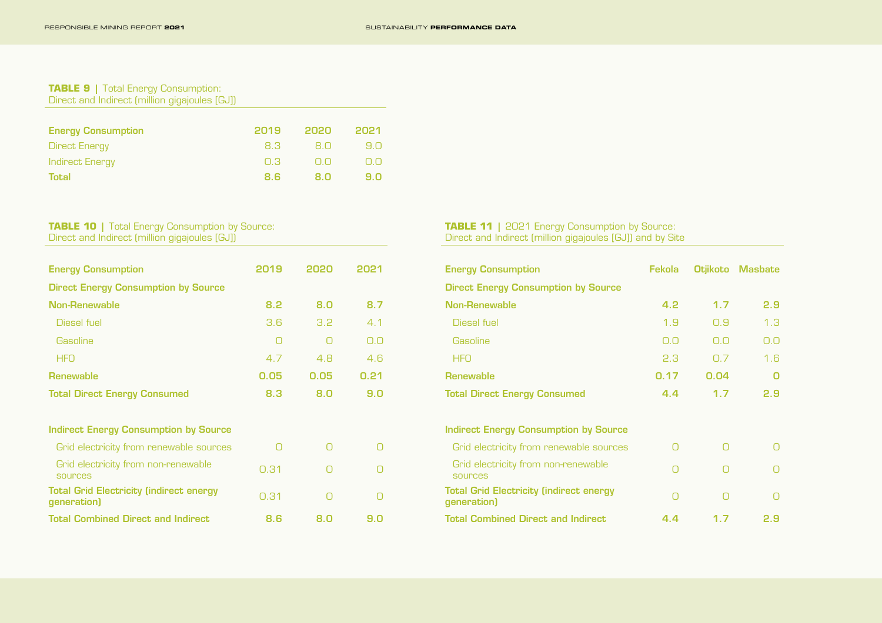**TABLE 9** | Total Energy Consumption: Direct and Indirect (million gigajoules [GJ])

| Energy Consumption | 2019 | 2020 | 2021 |
|---|---|---|---|
| Direct Energy | 8.3 | 8.0 | 9.0 |
| Indirect Energy | 0.3 | 0.0 | 0.0 |
| **Total** | **8.6** | **8.0** | **9.0** |

**TABLE 10** | Total Energy Consumption by Source: Direct and Indirect (million gigajoules [GJ])

| Energy Consumption | 2019 | 2020 | 2021 |
|---|---|---|---|
| **Direct Energy Consumption by Source** | | | |
| **Non-Renewable** | **8.2** | **8.0** | **8.7** |
| Diesel fuel | 3.6 | 3.2 | 4.1 |
| Gasoline | 0 | 0 | 0.0 |
| HFO | 4.7 | 4.8 | 4.6 |
| **Renewable** | **0.05** | **0.05** | **0.21** |
| **Total Direct Energy Consumed** | **8.3** | **8.0** | **9.0** |
| **Indirect Energy Consumption by Source** | | | |
| Grid electricity from renewable sources | 0 | 0 | 0 |
| Grid electricity from non-renewable sources | 0.31 | 0 | 0 |
| **Total Grid Electricity (indirect energy generation)** | 0.31 | 0 | 0 |
| **Total Combined Direct and Indirect** | **8.6** | **8.0** | **9.0** |

**TABLE 11** | 2021 Energy Consumption by Source: Direct and Indirect (million gigajoules [GJ]) and by Site

| Energy Consumption | Fekola | Otjikoto | Masbate |
|---|---|---|---|
| **Direct Energy Consumption by Source** | | | |
| **Non-Renewable** | **4.2** | **1.7** | **2.9** |
| Diesel fuel | 1.9 | 0.9 | 1.3 |
| Gasoline | 0.0 | 0.0 | 0.0 |
| HFO | 2.3 | 0.7 | 1.6 |
| **Renewable** | **0.17** | **0.04** | **0** |
| **Total Direct Energy Consumed** | **4.4** | **1.7** | **2.9** |
| **Indirect Energy Consumption by Source** | | | |
| Grid electricity from renewable sources | 0 | 0 | 0 |
| Grid electricity from non-renewable sources | 0 | 0 | 0 |
| **Total Grid Electricity (indirect energy generation)** | 0 | 0 | 0 |
| **Total Combined Direct and Indirect** | **4.4** | **1.7** | **2.9** |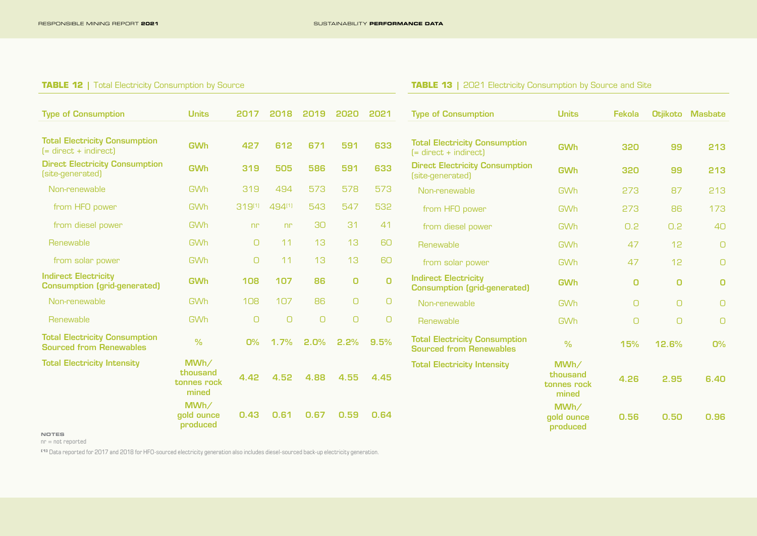**TABLE 12** | Total Electricity Consumption by Source

| Type of Consumption | Units | 2017 | 2018 | 2019 | 2020 | 2021 |
|---|---|---|---|---|---|---|
| **Total Electricity Consumption** (= direct + indirect) | **GWh** | **427** | **612** | **671** | **591** | **633** |
| **Direct Electricity Consumption** (site-generated) | **GWh** | **319** | **505** | **586** | **591** | **633** |
| Non-renewable | GWh | 319 | 494 | 573 | 578 | 573 |
| from HFO power | GWh | 319[1] | 494[1] | 543 | 547 | 532 |
| from diesel power | GWh | nr | nr | 30 | 31 | 41 |
| Renewable | GWh | 0 | 11 | 13 | 13 | 60 |
| from solar power | GWh | 0 | 11 | 13 | 13 | 60 |
| **Indirect Electricity Consumption (grid-generated)** | **GWh** | **108** | **107** | **86** | **0** | **0** |
| Non-renewable | GWh | 108 | 107 | 86 | 0 | 0 |
| Renewable | GWh | 0 | 0 | 0 | 0 | 0 |
| **Total Electricity Consumption Sourced from Renewables** | % | **0%** | **1.7%** | **2.0%** | **2.2%** | **9.5%** |
| **Total Electricity Intensity** | **MWh/ thousand tonnes rock mined** | **4.42** | **4.52** | **4.88** | **4.55** | **4.45** |
| | **MWh/ gold ounce produced** | **0.43** | **0.61** | **0.67** | **0.59** | **0.64** |

**NOTES**

nr = not reported

[1] Data reported for 2017 and 2018 for HFO-sourced electricity generation also includes diesel-sourced back-up electricity generation.

**TABLE 13** | 2021 Electricity Consumption by Source and Site

| Type of Consumption | Units | Fekola | Otjikoto | Masbate |
|---|---|---|---|---|
| **Total Electricity Consumption** (= direct + indirect) | **GWh** | **320** | **99** | **213** |
| **Direct Electricity Consumption** (site-generated) | **GWh** | **320** | **99** | **213** |
| Non-renewable | GWh | 273 | 87 | 213 |
| from HFO power | GWh | 273 | 86 | 173 |
| from diesel power | GWh | 0.2 | 0.2 | 40 |
| Renewable | GWh | 47 | 12 | 0 |
| from solar power | GWh | 47 | 12 | 0 |
| **Indirect Electricity Consumption (grid-generated)** | **GWh** | **0** | **0** | **0** |
| Non-renewable | GWh | 0 | 0 | 0 |
| Renewable | GWh | 0 | 0 | 0 |
| **Total Electricity Consumption Sourced from Renewables** | % | **15%** | **12.6%** | **0%** |
| **Total Electricity Intensity** | **MWh/ thousand tonnes rock mined** | **4.26** | **2.95** | **6.40** |
| | **MWh/ gold ounce produced** | **0.56** | **0.50** | **0.96** |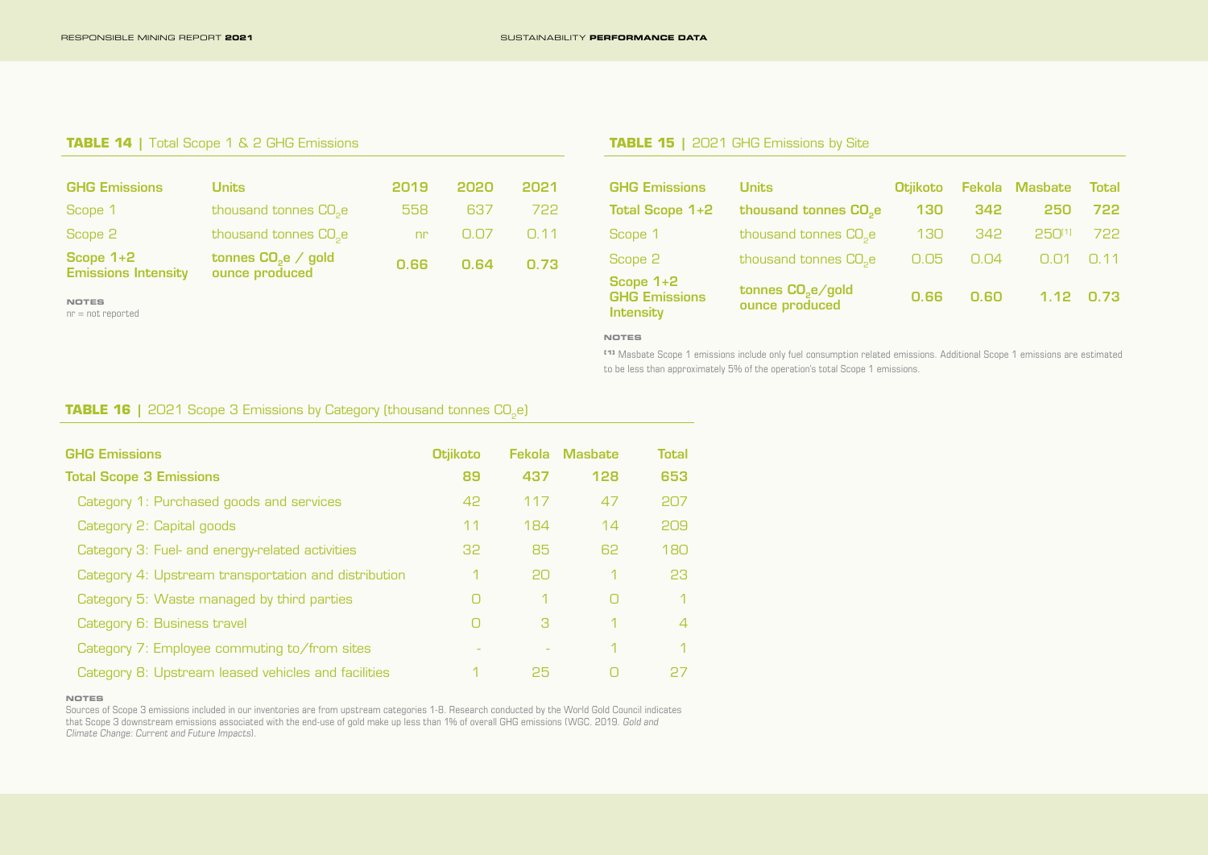**TABLE 14 |** Total Scope 1 & 2 GHG Emissions

| GHG Emissions | Units | 2019 | 2020 | 2021 |
|---|---|---|---|---|
| Scope 1 | thousand tonnes $CO_2e$ | 558 | 637 | 722 |
| Scope 2 | thousand tonnes $CO_2e$ | nr | 0.07 | 0.11 |
| **Scope 1+2 Emissions Intensity** | **tonnes $CO_2e$ / gold ounce produced** | **0.66** | **0.64** | **0.73** |

**NOTES**
nr = not reported

**TABLE 15 |** 2021 GHG Emissions by Site

| GHG Emissions | Units | Otjikoto | Fekola | Masbate | Total |
|---|---|---|---|---|---|
| **Total Scope 1+2** | **thousand tonnes $CO_2e$** | **130** | **342** | **250** | **722** |
| Scope 1 | thousand tonnes $CO_2e$ | 130 | 342 | 250[1] | 722 |
| Scope 2 | thousand tonnes $CO_2e$ | 0.05 | 0.04 | 0.01 | 0.11 |
| **Scope 1+2 GHG Emissions Intensity** | **tonnes $CO_2e$/gold ounce produced** | **0.66** | **0.60** | **1.12** | **0.73** |

**NOTES**
[1] Masbate Scope 1 emissions include only fuel consumption related emissions. Additional Scope 1 emissions are estimated to be less than approximately 5% of the operation's total Scope 1 emissions.

**TABLE 16 |** 2021 Scope 3 Emissions by Category (thousand tonnes $CO_2e$)

| GHG Emissions | Otjikoto | Fekola | Masbate | Total |
|---|---|---|---|---|
| **Total Scope 3 Emissions** | **89** | **437** | **128** | **653** |
| Category 1: Purchased goods and services | 42 | 117 | 47 | 207 |
| Category 2: Capital goods | 11 | 184 | 14 | 209 |
| Category 3: Fuel- and energy-related activities | 32 | 85 | 62 | 180 |
| Category 4: Upstream transportation and distribution | 1 | 20 | 1 | 23 |
| Category 5: Waste managed by third parties | 0 | 1 | 0 | 1 |
| Category 6: Business travel | 0 | 3 | 1 | 4 |
| Category 7: Employee commuting to/from sites | - | - | 1 | 1 |
| Category 8: Upstream leased vehicles and facilities | 1 | 25 | 0 | 27 |

**NOTES**
Sources of Scope 3 emissions included in our inventories are from upstream categories 1-8. Research conducted by the World Gold Council indicates that Scope 3 downstream emissions associated with the end-use of gold make up less than 1% of overall GHG emissions (WGC. 2019. *Gold and Climate Change: Current and Future Impacts*).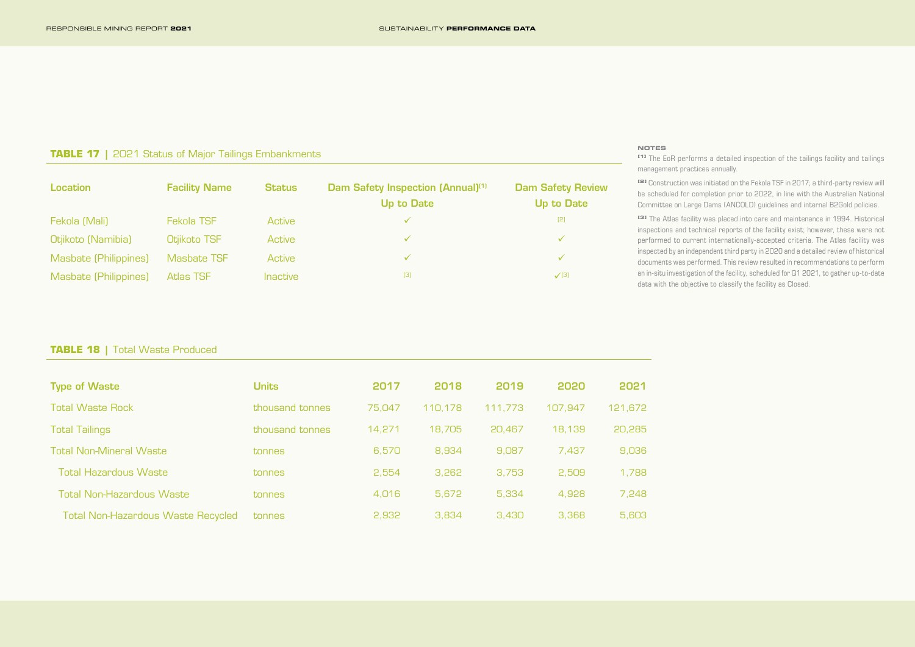**TABLE 17 |** 2021 Status of Major Tailings Embankments

| Location | Facility Name | Status | Dam Safety Inspection (Annual)[1] Up to Date | Dam Safety Review Up to Date |
|---|---|---|---|---|
| Fekola (Mali) | Fekola TSF | Active | ✓ | [2] |
| Otjikoto (Namibia) | Otjikoto TSF | Active | ✓ | ✓ |
| Masbate (Philippines) | Masbate TSF | Active | ✓ | ✓ |
| Masbate (Philippines) | Atlas TSF | Inactive | [3] | ✓[3] |

**NOTES**

[1] The EoR performs a detailed inspection of the tailings facility and tailings management practices annually.

[2] Construction was initiated on the Fekola TSF in 2017; a third-party review will be scheduled for completion prior to 2022, in line with the Australian National Committee on Large Dams (ANCOLD) guidelines and internal B2Gold policies.

[3] The Atlas facility was placed into care and maintenance in 1994. Historical inspections and technical reports of the facility exist; however, these were not performed to current internationally-accepted criteria. The Atlas facility was inspected by an independent third party in 2020 and a detailed review of historical documents was performed. This review resulted in recommendations to perform an in-situ investigation of the facility, scheduled for Q1 2021, to gather up-to-date data with the objective to classify the facility as Closed.

**TABLE 18 |** Total Waste Produced

| Type of Waste | Units | 2017 | 2018 | 2019 | 2020 | 2021 |
|---|---|---|---|---|---|---|
| Total Waste Rock | thousand tonnes | 75,047 | 110,178 | 111,773 | 107,947 | 121,672 |
| Total Tailings | thousand tonnes | 14,271 | 18,705 | 20,467 | 18,139 | 20,285 |
| Total Non-Mineral Waste | tonnes | 6,570 | 8,934 | 9,087 | 7,437 | 9,036 |
| Total Hazardous Waste | tonnes | 2,554 | 3,262 | 3,753 | 2,509 | 1,788 |
| Total Non-Hazardous Waste | tonnes | 4,016 | 5,672 | 5,334 | 4,928 | 7,248 |
| Total Non-Hazardous Waste Recycled | tonnes | 2,932 | 3,834 | 3,430 | 3,368 | 5,603 |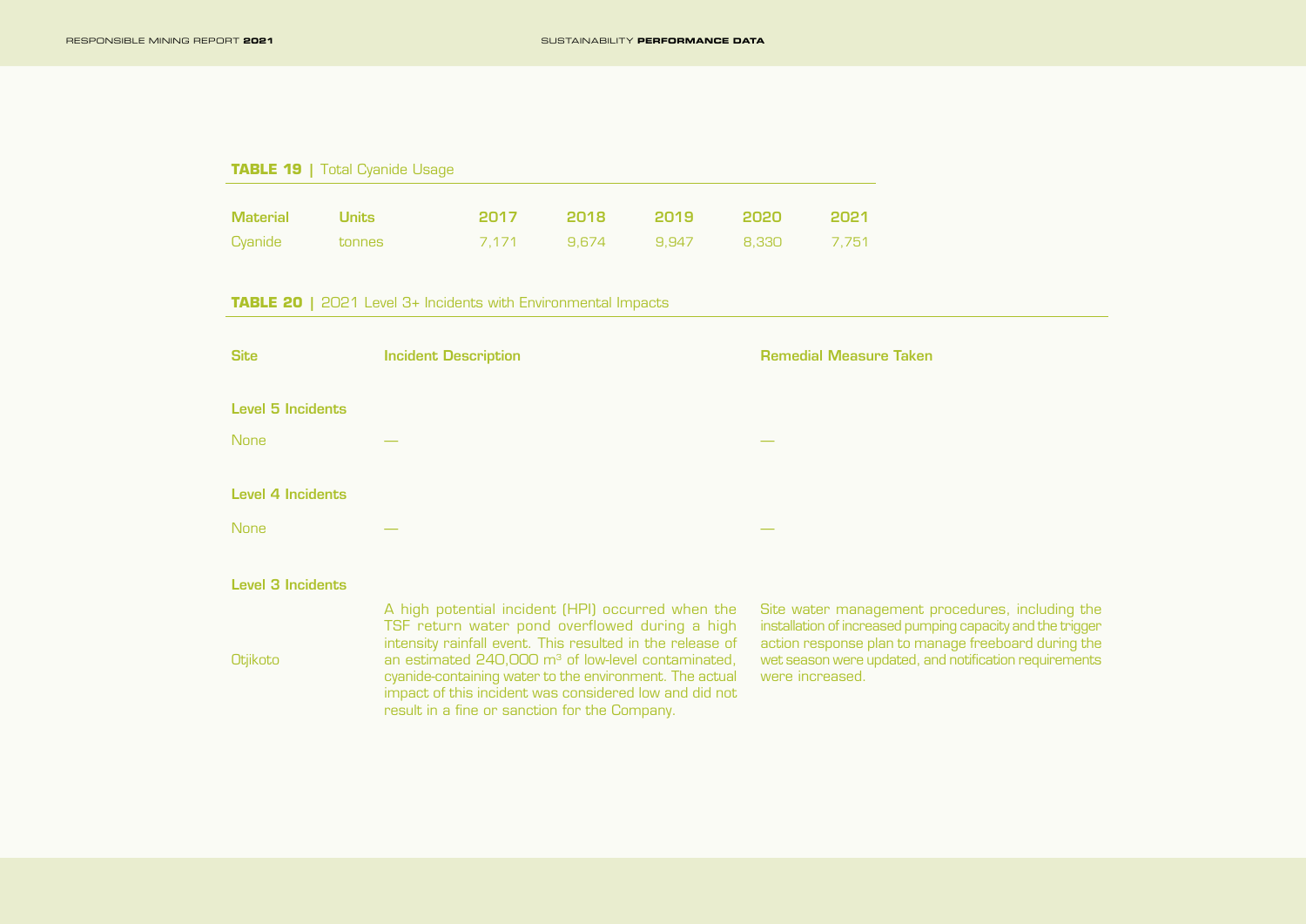**TABLE 19 |** Total Cyanide Usage

| Material | Units | 2017 | 2018 | 2019 | 2020 | 2021 |
|---|---|---|---|---|---|---|
| Cyanide | tonnes | 7,171 | 9,674 | 9,947 | 8,330 | 7,751 |

**TABLE 20 |** 2021 Level 3+ Incidents with Environmental Impacts

| Site | Incident Description | Remedial Measure Taken |
|---|---|---|
| **Level 5 Incidents** | | |
| None | — | — |
| **Level 4 Incidents** | | |
| None | — | — |
| **Level 3 Incidents** | | |
| Otjikoto | A high potential incident (HPI) occurred when the TSF return water pond overflowed during a high intensity rainfall event. This resulted in the release of an estimated 240,000 m$^3$ of low-level contaminated, cyanide-containing water to the environment. The actual impact of this incident was considered low and did not result in a fine or sanction for the Company. | Site water management procedures, including the installation of increased pumping capacity and the trigger action response plan to manage freeboard during the wet season were updated, and notification requirements were increased. |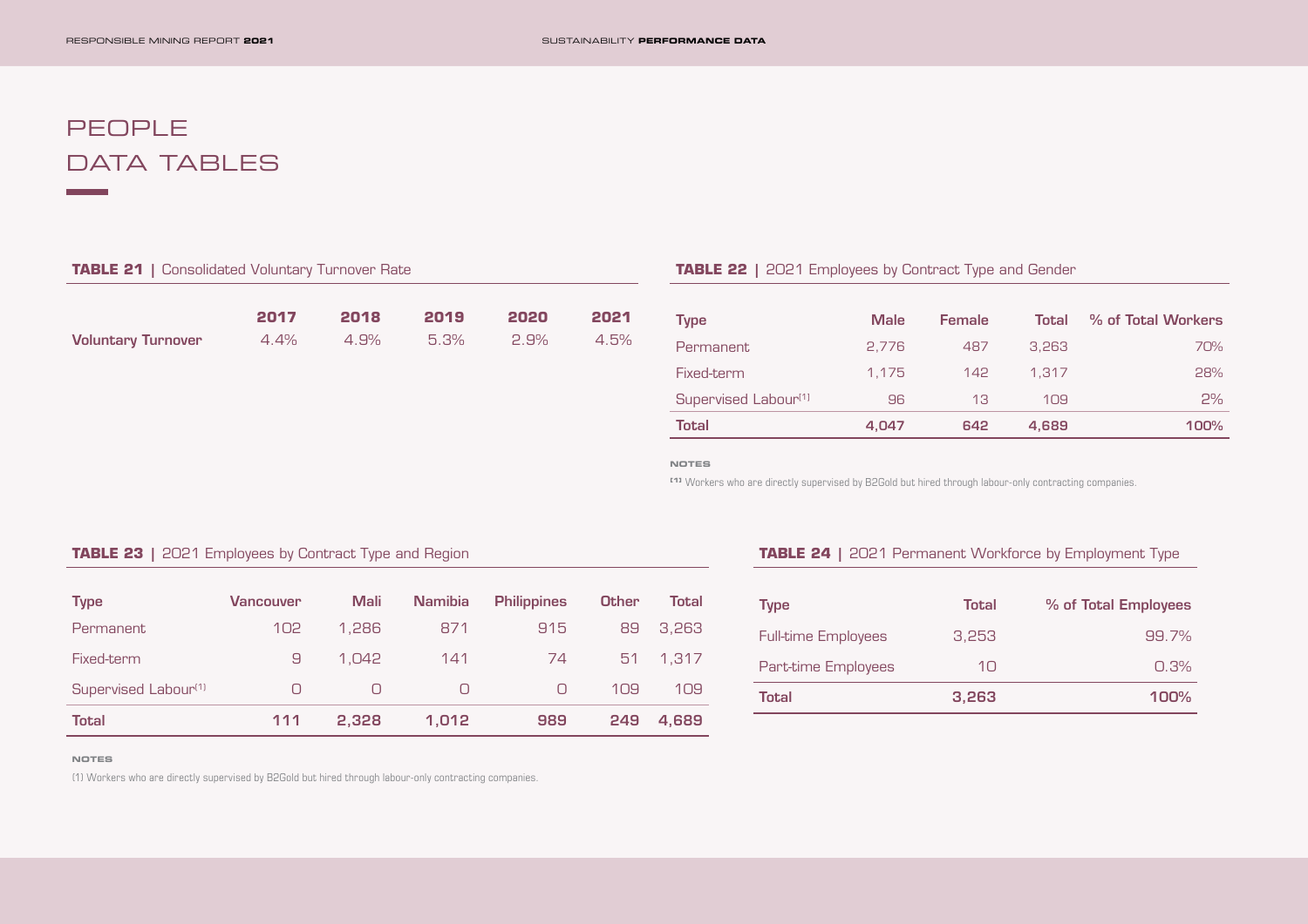# PEOPLE DATA TABLES

**TABLE 21 |** Consolidated Voluntary Turnover Rate

| | 2017 | 2018 | 2019 | 2020 | 2021 |
|---|---|---|---|---|---|
| **Voluntary Turnover** | 4.4% | 4.9% | 5.3% | 2.9% | 4.5% |

**TABLE 22 |** 2021 Employees by Contract Type and Gender

| Type | Male | Female | Total | % of Total Workers |
|---|---|---|---|---|
| Permanent | 2,776 | 487 | 3,263 | 70% |
| Fixed-term | 1,175 | 142 | 1,317 | 28% |
| Supervised Labour[1] | 96 | 13 | 109 | 2% |
| **Total** | **4,047** | **642** | **4,689** | **100%** |

**NOTES**

[1] Workers who are directly supervised by B2Gold but hired through labour-only contracting companies.

**TABLE 23 |** 2021 Employees by Contract Type and Region

| Type | Vancouver | Mali | Namibia | Philippines | Other | Total |
|---|---|---|---|---|---|---|
| Permanent | 102 | 1,286 | 871 | 915 | 89 | 3,263 |
| Fixed-term | 9 | 1,042 | 141 | 74 | 51 | 1,317 |
| Supervised Labour[1] | 0 | 0 | 0 | 0 | 109 | 109 |
| **Total** | **111** | **2,328** | **1,012** | **989** | **249** | **4,689** |

**NOTES**

(1) Workers who are directly supervised by B2Gold but hired through labour-only contracting companies.

**TABLE 24 |** 2021 Permanent Workforce by Employment Type

| Type | Total | % of Total Employees |
|---|---|---|
| Full-time Employees | 3,253 | 99.7% |
| Part-time Employees | 10 | 0.3% |
| **Total** | **3,263** | **100%** |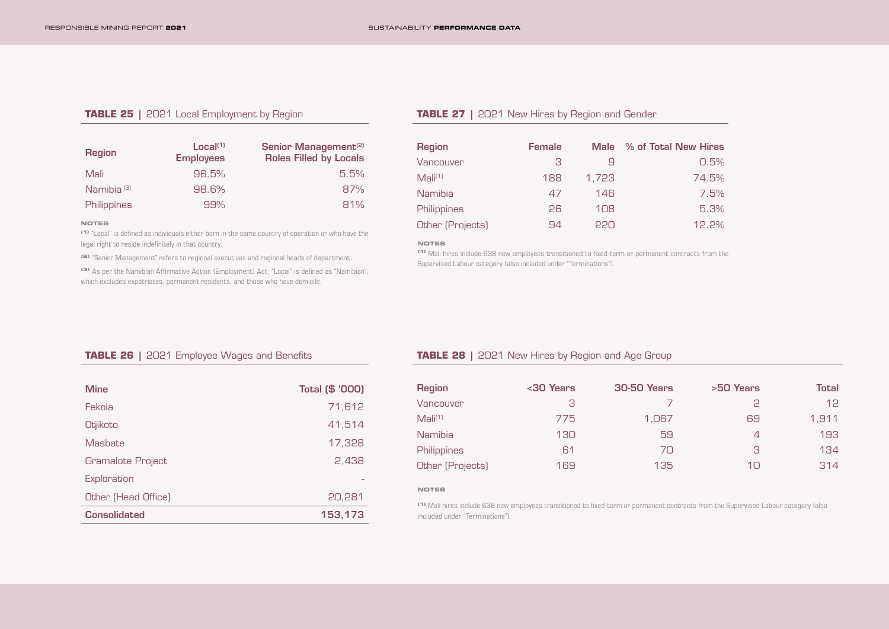### TABLE 25 | 2021 Local Employment by Region

| Region | Local[1] Employees | Senior Management[2] Roles Filled by Locals |
|---|---|---|
| Mali | 96.5% | 5.5% |
| Namibia [3] | 98.6% | 87% |
| Philippines | 99% | 81% |

**NOTES**

[1] "Local" is defined as individuals either born in the same country of operation or who have the legal right to reside indefinitely in that country.

[2] "Senior Management" refers to regional executives and regional heads of department.

[3] As per the Namibian Affirmative Action (Employment) Act, "Local" is defined as "Namibian", which excludes expatriates, permanent residents, and those who have domicile.

### TABLE 26 | 2021 Employee Wages and Benefits

| Mine | Total ($ '000) |
|---|---|
| Fekola | 71,612 |
| Otjikoto | 41,514 |
| Masbate | 17,328 |
| Gramalote Project | 2,438 |
| Exploration | - |
| Other (Head Office) | 20,281 |
| **Consolidated** | **153,173** |

### TABLE 27 | 2021 New Hires by Region and Gender

| Region | Female | Male | % of Total New Hires |
|---|---|---|---|
| Vancouver | 3 | 9 | 0.5% |
| Mali[1] | 188 | 1,723 | 74.5% |
| Namibia | 47 | 146 | 7.5% |
| Philippines | 26 | 108 | 5.3% |
| Other (Projects) | 94 | 220 | 12.2% |

**NOTES**

[1] Mali hires include 638 new employees transitioned to fixed-term or permanent contracts from the Supervised Labour category (also included under "Terminations").

### TABLE 28 | 2021 New Hires by Region and Age Group

| Region | <30 Years | 30-50 Years | >50 Years | Total |
|---|---|---|---|---|
| Vancouver | 3 | 7 | 2 | 12 |
| Mali[1] | 775 | 1,067 | 69 | 1,911 |
| Namibia | 130 | 59 | 4 | 193 |
| Philippines | 61 | 70 | 3 | 134 |
| Other (Projects) | 169 | 135 | 10 | 314 |

**NOTES**

[1] Mali hires include 638 new employees transitioned to fixed-term or permanent contracts from the Supervised Labour category (also included under "Terminations").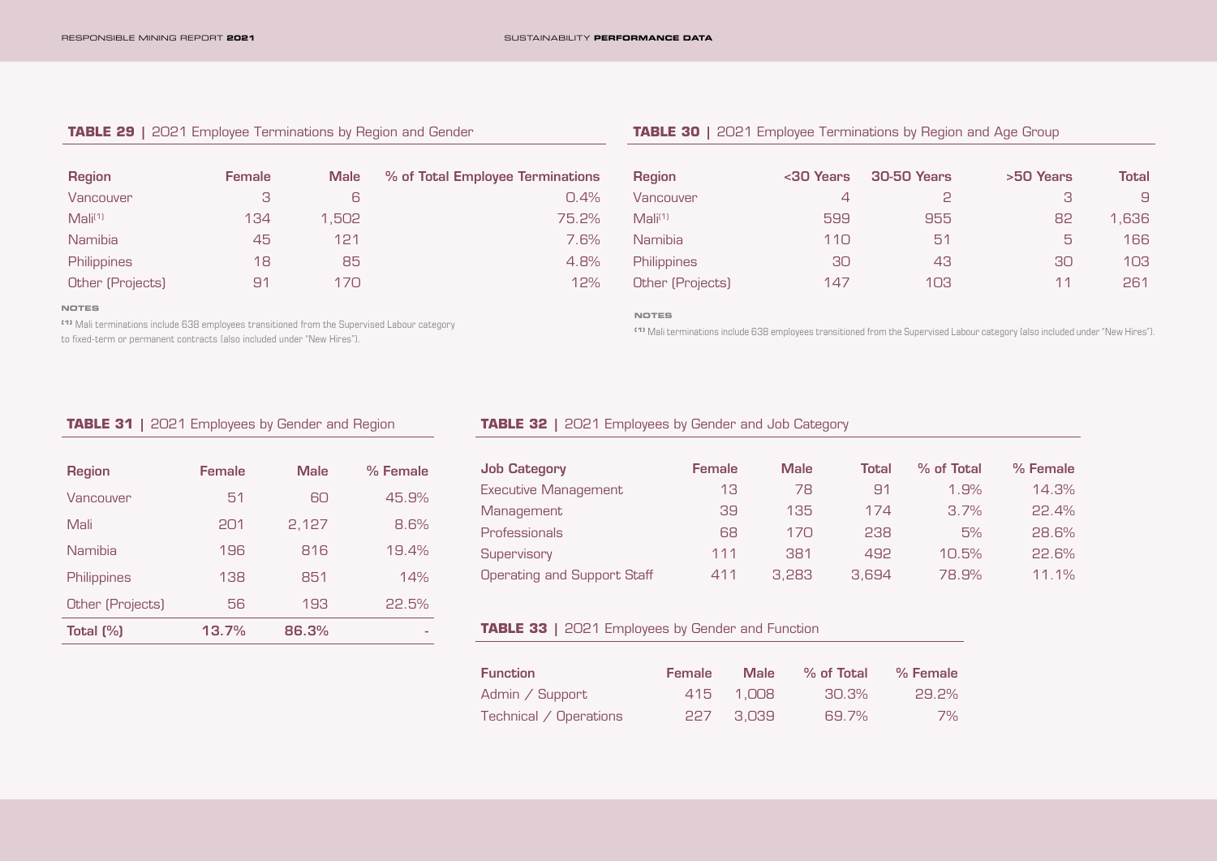**TABLE 29 |** 2021 Employee Terminations by Region and Gender

| Region | Female | Male | % of Total Employee Terminations |
|---|---|---|---|
| Vancouver | 3 | 6 | 0.4% |
| Mali[1] | 134 | 1,502 | 75.2% |
| Namibia | 45 | 121 | 7.6% |
| Philippines | 18 | 85 | 4.8% |
| Other (Projects) | 91 | 170 | 12% |

NOTES

[1] Mali terminations include 638 employees transitioned from the Supervised Labour category to fixed-term or permanent contracts (also included under "New Hires").

**TABLE 30 |** 2021 Employee Terminations by Region and Age Group

| Region | <30 Years | 30-50 Years | >50 Years | Total |
|---|---|---|---|---|
| Vancouver | 4 | 2 | 3 | 9 |
| Mali[1] | 599 | 955 | 82 | 1,636 |
| Namibia | 110 | 51 | 5 | 166 |
| Philippines | 30 | 43 | 30 | 103 |
| Other (Projects) | 147 | 103 | 11 | 261 |

NOTES

[1] Mali terminations include 638 employees transitioned from the Supervised Labour category (also included under "New Hires").

**TABLE 31 |** 2021 Employees by Gender and Region

| Region | Female | Male | % Female |
|---|---|---|---|
| Vancouver | 51 | 60 | 45.9% |
| Mali | 201 | 2,127 | 8.6% |
| Namibia | 196 | 816 | 19.4% |
| Philippines | 138 | 851 | 14% |
| Other (Projects) | 56 | 193 | 22.5% |
| **Total (%)** | **13.7%** | **86.3%** | - |

**TABLE 32 |** 2021 Employees by Gender and Job Category

| Job Category | Female | Male | Total | % of Total | % Female |
|---|---|---|---|---|---|
| Executive Management | 13 | 78 | 91 | 1.9% | 14.3% |
| Management | 39 | 135 | 174 | 3.7% | 22.4% |
| Professionals | 68 | 170 | 238 | 5% | 28.6% |
| Supervisory | 111 | 381 | 492 | 10.5% | 22.6% |
| Operating and Support Staff | 411 | 3,283 | 3,694 | 78.9% | 11.1% |

**TABLE 33 |** 2021 Employees by Gender and Function

| Function | Female | Male | % of Total | % Female |
|---|---|---|---|---|
| Admin / Support | 415 | 1,008 | 30.3% | 29.2% |
| Technical / Operations | 227 | 3,039 | 69.7% | 7% |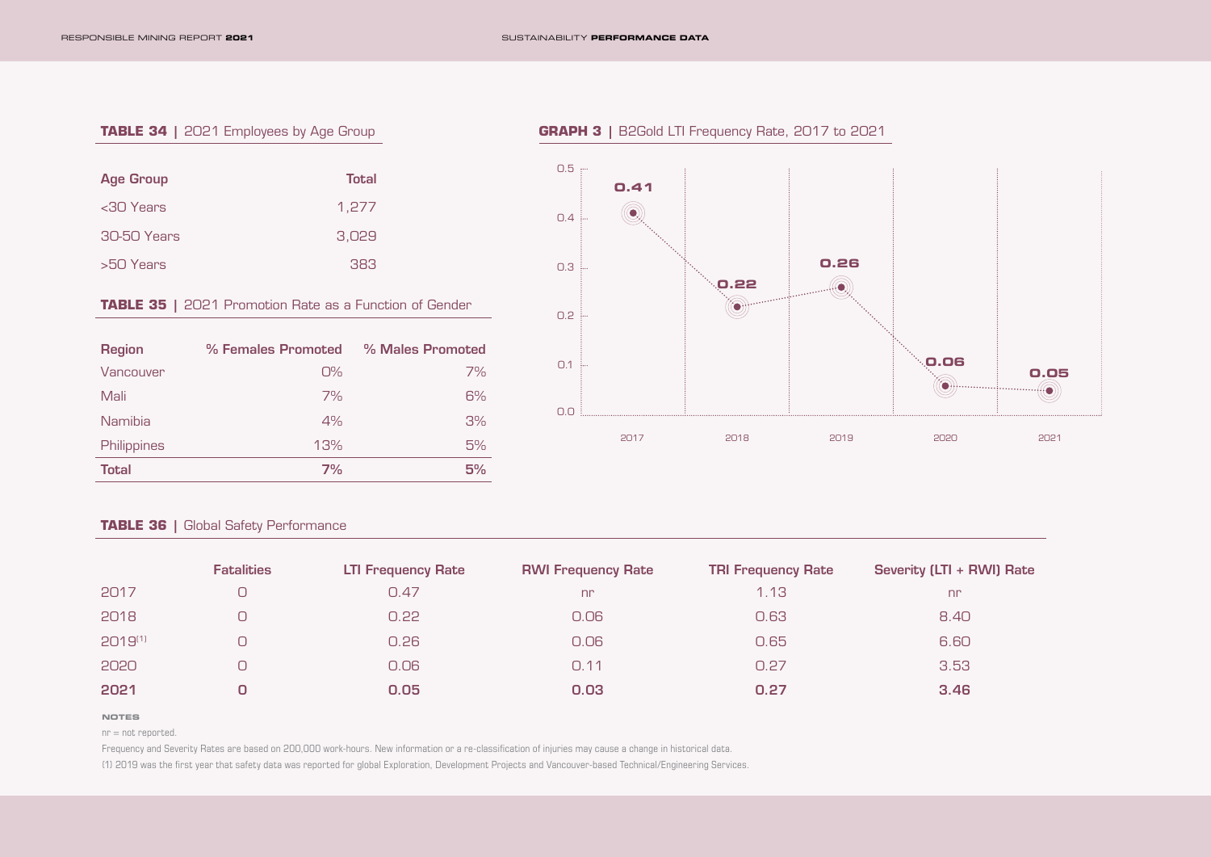**TABLE 34 |** 2021 Employees by Age Group

| Age Group | Total |
|---|---|
| <30 Years | 1,277 |
| 30-50 Years | 3,029 |
| >50 Years | 383 |

**TABLE 35 |** 2021 Promotion Rate as a Function of Gender

| Region | % Females Promoted | % Males Promoted |
|---|---|---|
| Vancouver | 0% | 7% |
| Mali | 7% | 6% |
| Namibia | 4% | 3% |
| Philippines | 13% | 5% |
| **Total** | **7%** | **5%** |

**GRAPH 3 |** B2Gold LTI Frequency Rate, 2017 to 2021

| Year | LTI Frequency Rate |
|---|---|
| 2017 | 0.41 |
| 2018 | 0.22 |
| 2019 | 0.26 |
| 2020 | 0.06 |
| 2021 | 0.05 |

**TABLE 36 |** Global Safety Performance

| | Fatalities | LTI Frequency Rate | RWI Frequency Rate | TRI Frequency Rate | Severity (LTI + RWI) Rate |
|---|---|---|---|---|---|
| 2017 | 0 | 0.47 | nr | 1.13 | nr |
| 2018 | 0 | 0.22 | 0.06 | 0.63 | 8.40 |
| 2019[1] | 0 | 0.26 | 0.06 | 0.65 | 6.60 |
| 2020 | 0 | 0.06 | 0.11 | 0.27 | 3.53 |
| **2021** | **0** | **0.05** | **0.03** | **0.27** | **3.46** |

NOTES

nr = not reported.

Frequency and Severity Rates are based on 200,000 work-hours. New information or a re-classification of injuries may cause a change in historical data.

(1) 2019 was the first year that safety data was reported for global Exploration, Development Projects and Vancouver-based Technical/Engineering Services.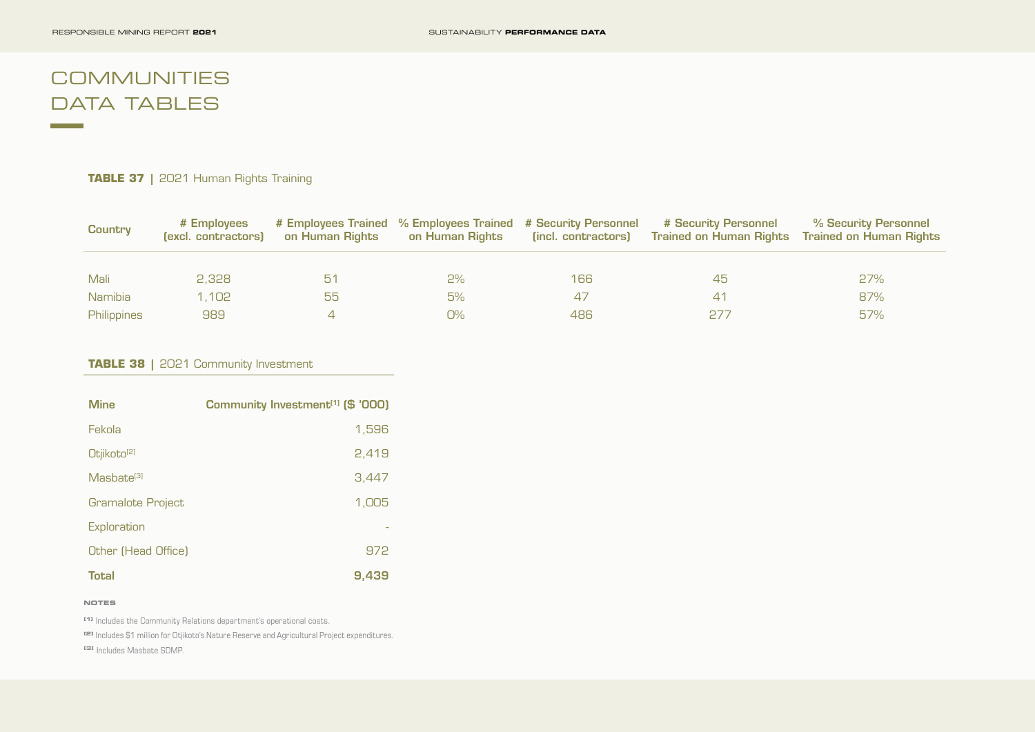# COMMUNITIES DATA TABLES

**TABLE 37** | 2021 Human Rights Training

| Country | # Employees (excl. contractors) | # Employees Trained on Human Rights | % Employees Trained on Human Rights | # Security Personnel (incl. contractors) | # Security Personnel Trained on Human Rights | % Security Personnel Trained on Human Rights |
|---|---|---|---|---|---|---|
| Mali | 2,328 | 51 | 2% | 166 | 45 | 27% |
| Namibia | 1,102 | 55 | 5% | 47 | 41 | 87% |
| Philippines | 989 | 4 | 0% | 486 | 277 | 57% |

**TABLE 38** | 2021 Community Investment

| Mine | Community Investment[1] ($ '000) |
|---|---|
| Fekola | 1,596 |
| Otjikoto[2] | 2,419 |
| Masbate[3] | 3,447 |
| Gramalote Project | 1,005 |
| Exploration | - |
| Other (Head Office) | 972 |
| **Total** | **9,439** |

**NOTES**

[1] Includes the Community Relations department's operational costs.

[2] Includes $1 million for Otjikoto's Nature Reserve and Agricultural Project expenditures.

[3] Includes Masbate SDMP.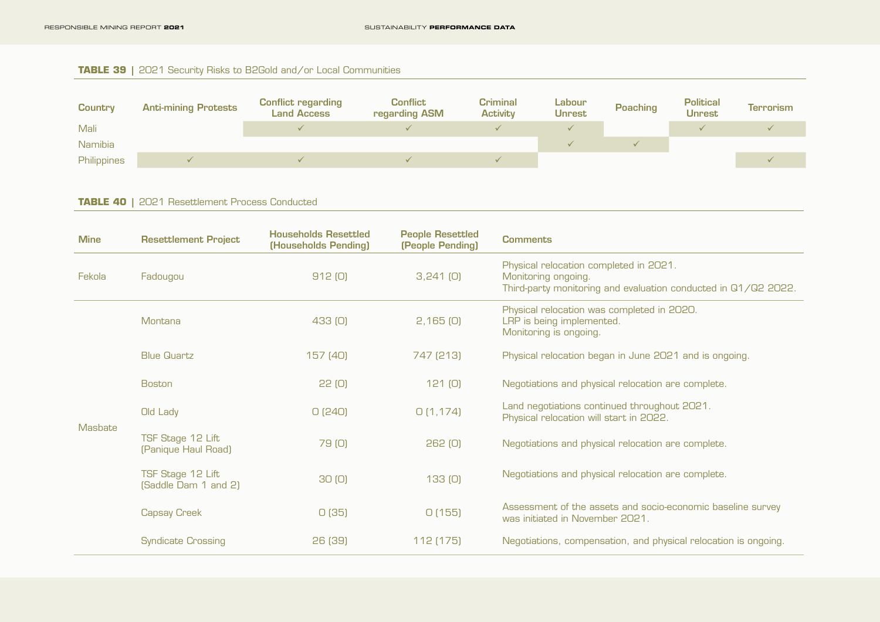**TABLE 39 |** 2021 Security Risks to B2Gold and/or Local Communities

| Country | Anti-mining Protests | Conflict regarding Land Access | Conflict regarding ASM | Criminal Activity | Labour Unrest | Poaching | Political Unrest | Terrorism |
|---|---|---|---|---|---|---|---|---|
| Mali | | ✓ | ✓ | ✓ | ✓ | | ✓ | ✓ |
| Namibia | | | | | ✓ | ✓ | | |
| Philippines | ✓ | ✓ | ✓ | ✓ | | | | ✓ |

**TABLE 40 |** 2021 Resettlement Process Conducted

| Mine | Resettlement Project | Households Resettled (Households Pending) | People Resettled (People Pending) | Comments |
|---|---|---|---|---|
| Fekola | Fadougou | 912 (0) | 3,241 (0) | Physical relocation completed in 2021. Monitoring ongoing. Third-party monitoring and evaluation conducted in Q1/Q2 2022. |
| Masbate | Montana | 433 (0) | 2,165 (0) | Physical relocation was completed in 2020. LRP is being implemented. Monitoring is ongoing. |
| | Blue Quartz | 157 (40) | 747 (213) | Physical relocation began in June 2021 and is ongoing. |
| | Boston | 22 (0) | 121 (0) | Negotiations and physical relocation are complete. |
| | Old Lady | 0 (240) | 0 (1,174) | Land negotiations continued throughout 2021. Physical relocation will start in 2022. |
| | TSF Stage 12 Lift (Panique Haul Road) | 79 (0) | 262 (0) | Negotiations and physical relocation are complete. |
| | TSF Stage 12 Lift (Saddle Dam 1 and 2) | 30 (0) | 133 (0) | Negotiations and physical relocation are complete. |
| | Capsay Creek | 0 (35) | 0 (155) | Assessment of the assets and socio-economic baseline survey was initiated in November 2021. |
| | Syndicate Crossing | 26 (39) | 112 (175) | Negotiations, compensation, and physical relocation is ongoing. |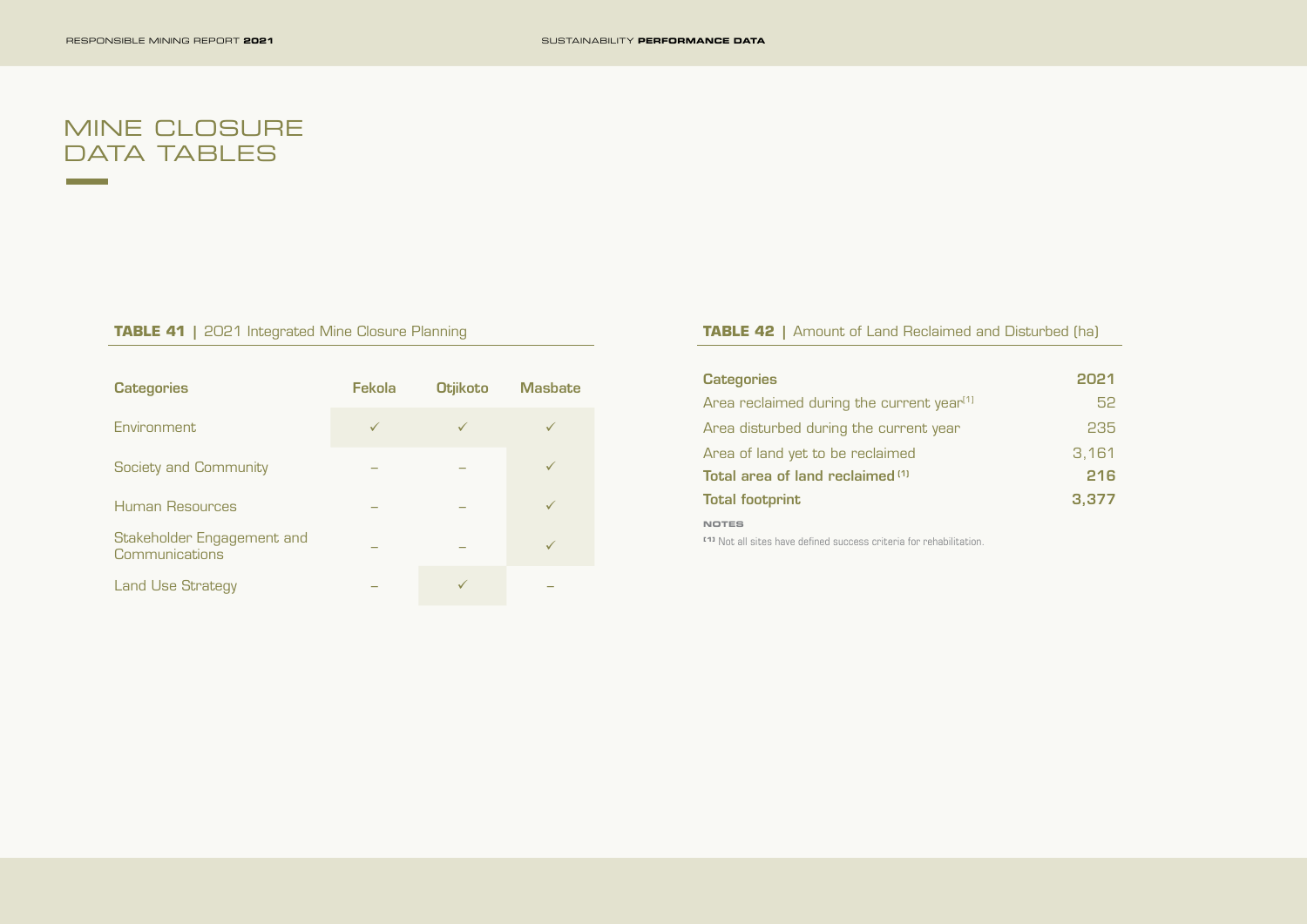# MINE CLOSURE DATA TABLES

**TABLE 41** | 2021 Integrated Mine Closure Planning

| Categories | Fekola | Otjikoto | Masbate |
|---|---|---|---|
| Environment | ✓ | ✓ | ✓ |
| Society and Community | – | – | ✓ |
| Human Resources | – | – | ✓ |
| Stakeholder Engagement and Communications | – | – | ✓ |
| Land Use Strategy | – | ✓ | – |

**TABLE 42** | Amount of Land Reclaimed and Disturbed (ha)

| Categories | 2021 |
|---|---|
| Area reclaimed during the current year[1] | 52 |
| Area disturbed during the current year | 235 |
| Area of land yet to be reclaimed | 3,161 |
| **Total area of land reclaimed [1]** | **216** |
| **Total footprint** | **3,377** |

**NOTES**

[1] Not all sites have defined success criteria for rehabilitation.